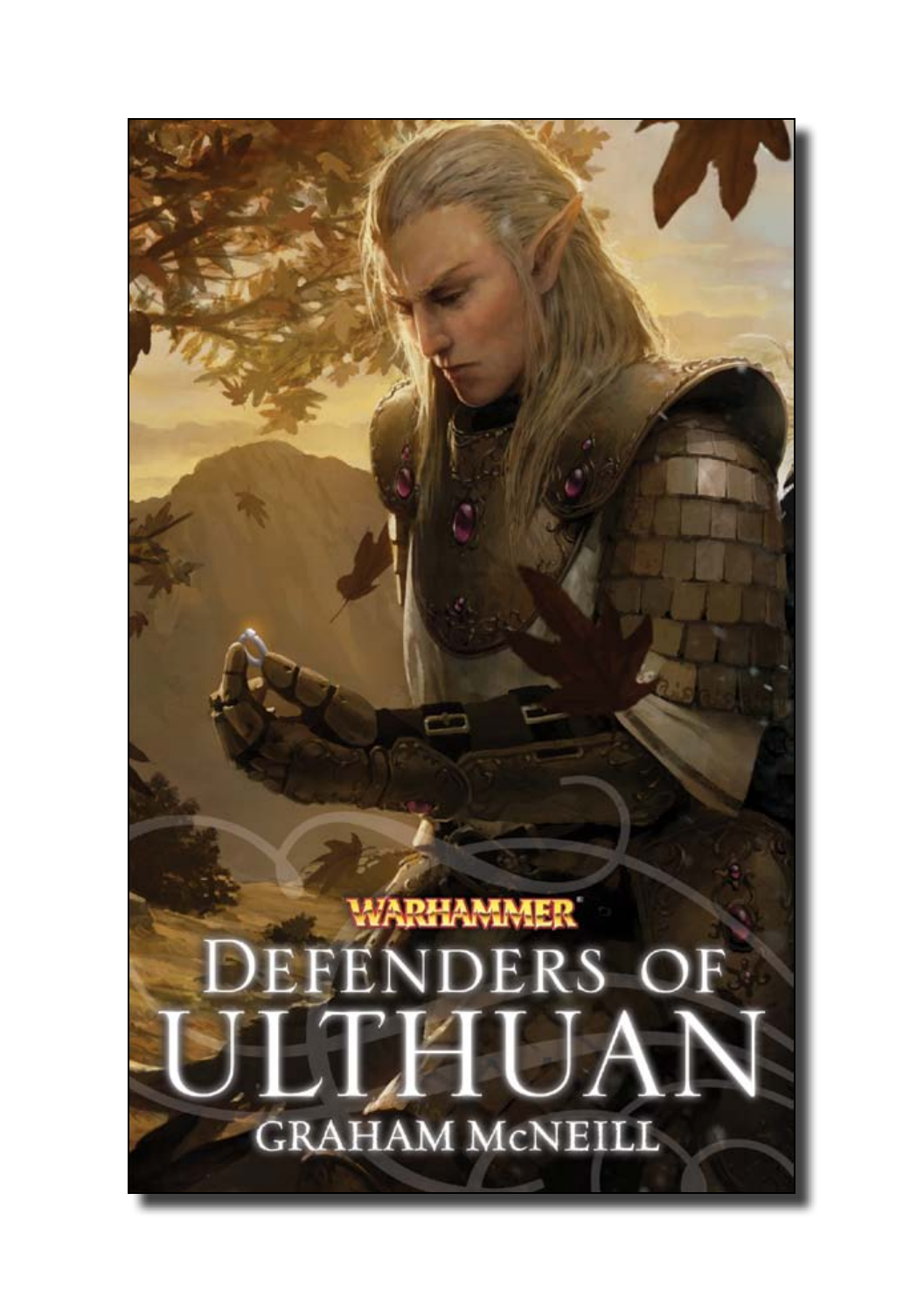WARHAMMER

# DEFENDERS OF ULTHUAN

GRAHAM McNEILL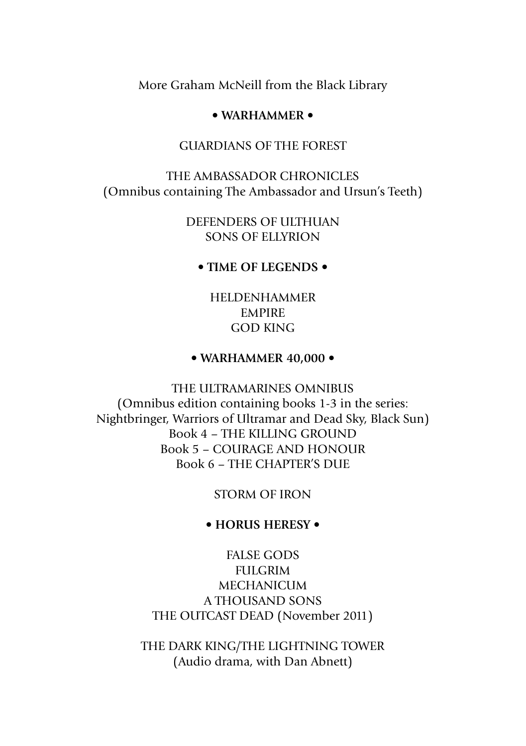More Graham McNeill from the Black Library

**• WARHAMMER •**

GUARDIANS OF THE FOREST

THE AMBASSADOR CHRONICLES
(Omnibus containing The Ambassador and Ursun's Teeth)

DEFENDERS OF ULTHUAN
SONS OF ELLYRION

**• TIME OF LEGENDS •**

HELDENHAMMER
EMPIRE
GOD KING

**• WARHAMMER 40,000 •**

THE ULTRAMARINES OMNIBUS
(Omnibus edition containing books 1-3 in the series: Nightbringer, Warriors of Ultramar and Dead Sky, Black Sun)
Book 4 – THE KILLING GROUND
Book 5 – COURAGE AND HONOUR
Book 6 – THE CHAPTER'S DUE

STORM OF IRON

**• HORUS HERESY •**

FALSE GODS
FULGRIM
MECHANICUM
A THOUSAND SONS
THE OUTCAST DEAD (November 2011)

THE DARK KING/THE LIGHTNING TOWER
(Audio drama, with Dan Abnett)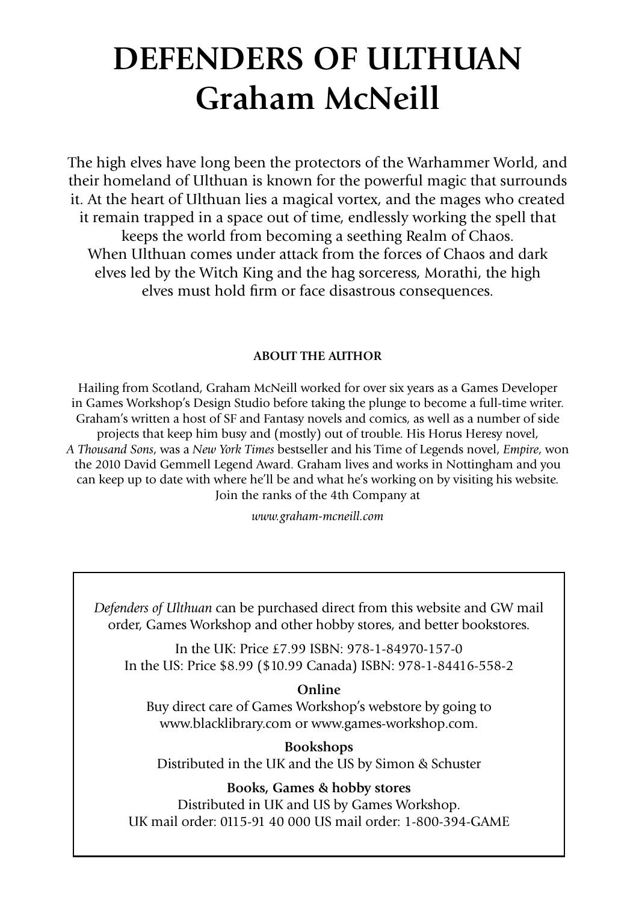# DEFENDERS OF ULTHUAN
# Graham McNeill

The high elves have long been the protectors of the Warhammer World, and their homeland of Ulthuan is known for the powerful magic that surrounds it. At the heart of Ulthuan lies a magical vortex, and the mages who created it remain trapped in a space out of time, endlessly working the spell that keeps the world from becoming a seething Realm of Chaos.
When Ulthuan comes under attack from the forces of Chaos and dark elves led by the Witch King and the hag sorceress, Morathi, the high elves must hold firm or face disastrous consequences.

**ABOUT THE AUTHOR**

Hailing from Scotland, Graham McNeill worked for over six years as a Games Developer in Games Workshop's Design Studio before taking the plunge to become a full-time writer. Graham's written a host of SF and Fantasy novels and comics, as well as a number of side projects that keep him busy and (mostly) out of trouble. His Horus Heresy novel, *A Thousand Sons*, was a *New York Times* bestseller and his Time of Legends novel, *Empire*, won the 2010 David Gemmell Legend Award. Graham lives and works in Nottingham and you can keep up to date with where he'll be and what he's working on by visiting his website. Join the ranks of the 4th Company at

*www.graham-mcneill.com*

*Defenders of Ulthuan* can be purchased direct from this website and GW mail order, Games Workshop and other hobby stores, and better bookstores.

In the UK: Price £7.99 ISBN: 978-1-84970-157-0
In the US: Price $8.99 ($10.99 Canada) ISBN: 978-1-84416-558-2

**Online**
Buy direct care of Games Workshop's webstore by going to www.blacklibrary.com or www.games-workshop.com.

**Bookshops**
Distributed in the UK and the US by Simon & Schuster

**Books, Games & hobby stores**
Distributed in UK and US by Games Workshop.
UK mail order: 0115-91 40 000 US mail order: 1-800-394-GAME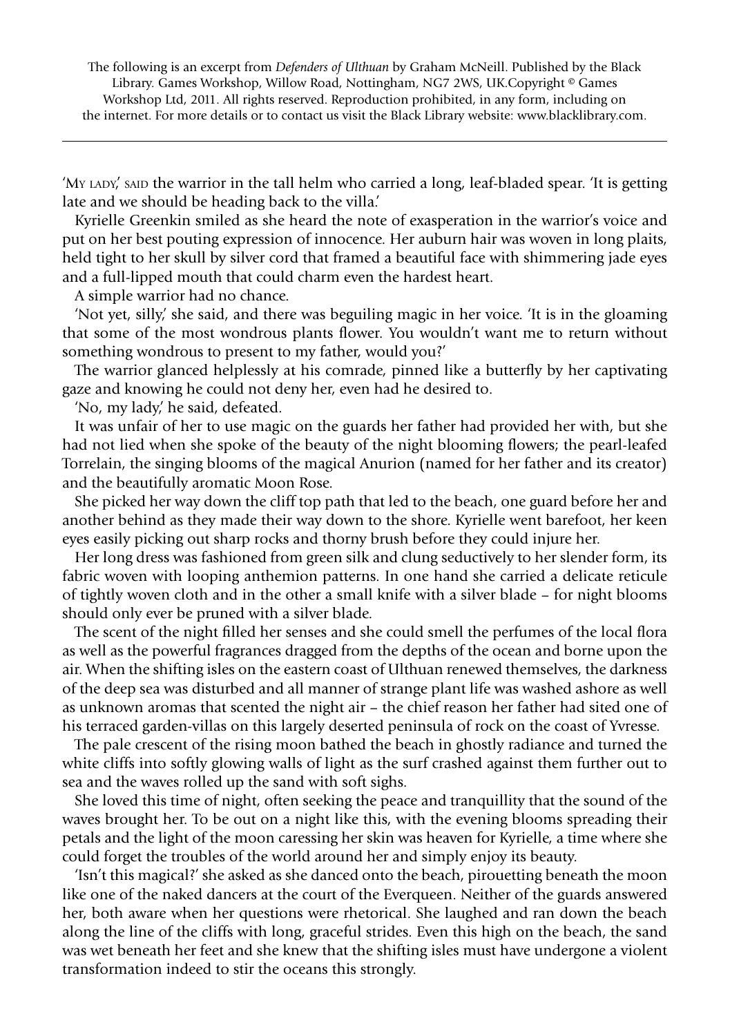The following is an excerpt from *Defenders of Ulthuan* by Graham McNeill. Published by the Black Library. Games Workshop, Willow Road, Nottingham, NG7 2WS, UK.Copyright © Games Workshop Ltd, 2011. All rights reserved. Reproduction prohibited, in any form, including on the internet. For more details or to contact us visit the Black Library website: www.blacklibrary.com.

---

'My lady,' said the warrior in the tall helm who carried a long, leaf-bladed spear. 'It is getting late and we should be heading back to the villa.'

Kyrielle Greenkin smiled as she heard the note of exasperation in the warrior's voice and put on her best pouting expression of innocence. Her auburn hair was woven in long plaits, held tight to her skull by silver cord that framed a beautiful face with shimmering jade eyes and a full-lipped mouth that could charm even the hardest heart.

A simple warrior had no chance.

'Not yet, silly,' she said, and there was beguiling magic in her voice. 'It is in the gloaming that some of the most wondrous plants flower. You wouldn't want me to return without something wondrous to present to my father, would you?'

The warrior glanced helplessly at his comrade, pinned like a butterfly by her captivating gaze and knowing he could not deny her, even had he desired to.

'No, my lady,' he said, defeated.

It was unfair of her to use magic on the guards her father had provided her with, but she had not lied when she spoke of the beauty of the night blooming flowers; the pearl-leafed Torrelain, the singing blooms of the magical Anurion (named for her father and its creator) and the beautifully aromatic Moon Rose.

She picked her way down the cliff top path that led to the beach, one guard before her and another behind as they made their way down to the shore. Kyrielle went barefoot, her keen eyes easily picking out sharp rocks and thorny brush before they could injure her.

Her long dress was fashioned from green silk and clung seductively to her slender form, its fabric woven with looping anthemion patterns. In one hand she carried a delicate reticule of tightly woven cloth and in the other a small knife with a silver blade – for night blooms should only ever be pruned with a silver blade.

The scent of the night filled her senses and she could smell the perfumes of the local flora as well as the powerful fragrances dragged from the depths of the ocean and borne upon the air. When the shifting isles on the eastern coast of Ulthuan renewed themselves, the darkness of the deep sea was disturbed and all manner of strange plant life was washed ashore as well as unknown aromas that scented the night air – the chief reason her father had sited one of his terraced garden-villas on this largely deserted peninsula of rock on the coast of Yvresse.

The pale crescent of the rising moon bathed the beach in ghostly radiance and turned the white cliffs into softly glowing walls of light as the surf crashed against them further out to sea and the waves rolled up the sand with soft sighs.

She loved this time of night, often seeking the peace and tranquillity that the sound of the waves brought her. To be out on a night like this, with the evening blooms spreading their petals and the light of the moon caressing her skin was heaven for Kyrielle, a time where she could forget the troubles of the world around her and simply enjoy its beauty.

'Isn't this magical?' she asked as she danced onto the beach, pirouetting beneath the moon like one of the naked dancers at the court of the Everqueen. Neither of the guards answered her, both aware when her questions were rhetorical. She laughed and ran down the beach along the line of the cliffs with long, graceful strides. Even this high on the beach, the sand was wet beneath her feet and she knew that the shifting isles must have undergone a violent transformation indeed to stir the oceans this strongly.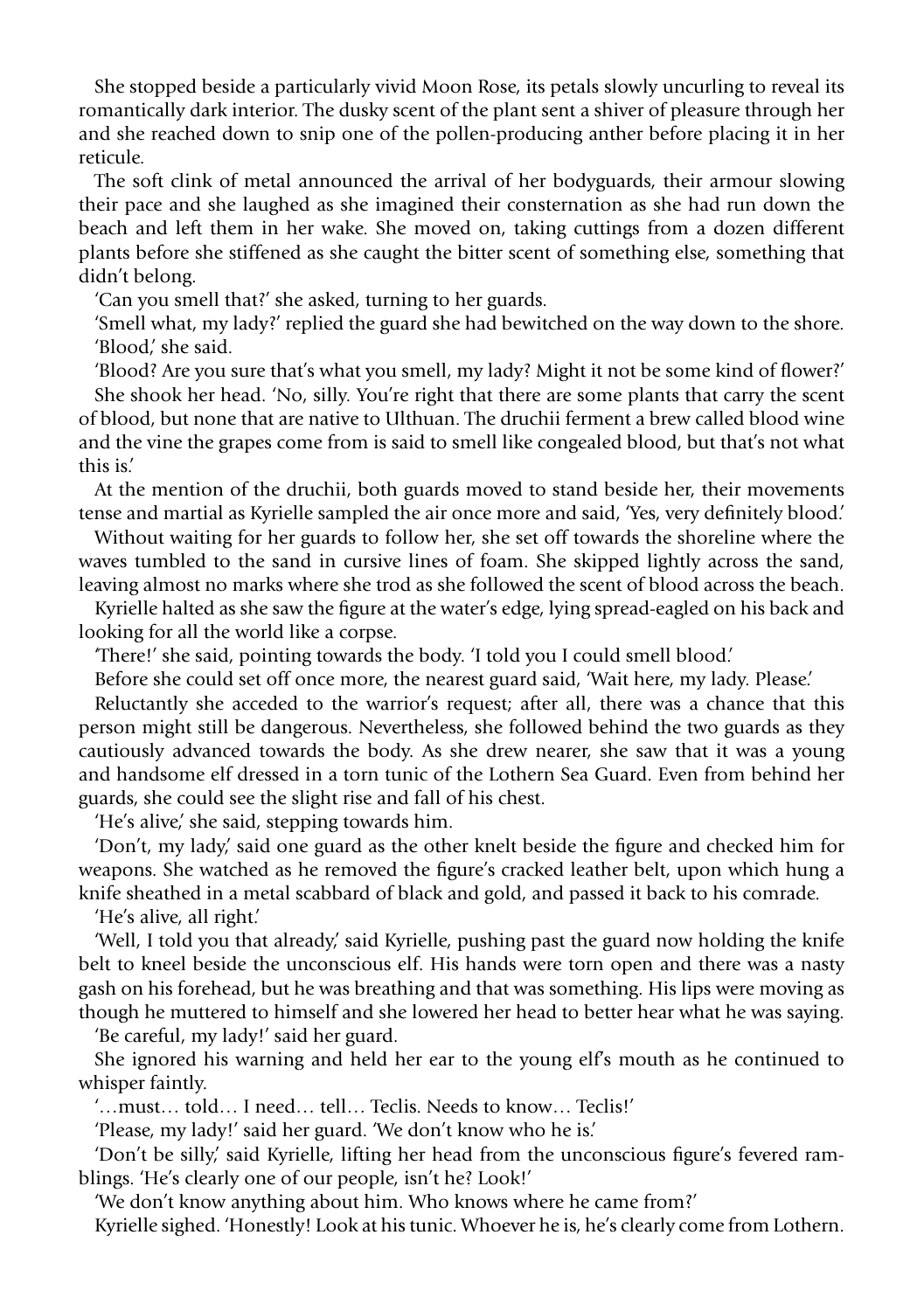She stopped beside a particularly vivid Moon Rose, its petals slowly uncurling to reveal its romantically dark interior. The dusky scent of the plant sent a shiver of pleasure through her and she reached down to snip one of the pollen-producing anther before placing it in her reticule.

The soft clink of metal announced the arrival of her bodyguards, their armour slowing their pace and she laughed as she imagined their consternation as she had run down the beach and left them in her wake. She moved on, taking cuttings from a dozen different plants before she stiffened as she caught the bitter scent of something else, something that didn't belong.

'Can you smell that?' she asked, turning to her guards.

'Smell what, my lady?' replied the guard she had bewitched on the way down to the shore.

'Blood,' she said.

'Blood? Are you sure that's what you smell, my lady? Might it not be some kind of flower?'

She shook her head. 'No, silly. You're right that there are some plants that carry the scent of blood, but none that are native to Ulthuan. The druchii ferment a brew called blood wine and the vine the grapes come from is said to smell like congealed blood, but that's not what this is.'

At the mention of the druchii, both guards moved to stand beside her, their movements tense and martial as Kyrielle sampled the air once more and said, 'Yes, very definitely blood.'

Without waiting for her guards to follow her, she set off towards the shoreline where the waves tumbled to the sand in cursive lines of foam. She skipped lightly across the sand, leaving almost no marks where she trod as she followed the scent of blood across the beach.

Kyrielle halted as she saw the figure at the water's edge, lying spread-eagled on his back and looking for all the world like a corpse.

'There!' she said, pointing towards the body. 'I told you I could smell blood.'

Before she could set off once more, the nearest guard said, 'Wait here, my lady. Please.'

Reluctantly she acceded to the warrior's request; after all, there was a chance that this person might still be dangerous. Nevertheless, she followed behind the two guards as they cautiously advanced towards the body. As she drew nearer, she saw that it was a young and handsome elf dressed in a torn tunic of the Lothern Sea Guard. Even from behind her guards, she could see the slight rise and fall of his chest.

'He's alive,' she said, stepping towards him.

'Don't, my lady,' said one guard as the other knelt beside the figure and checked him for weapons. She watched as he removed the figure's cracked leather belt, upon which hung a knife sheathed in a metal scabbard of black and gold, and passed it back to his comrade.

'He's alive, all right.'

'Well, I told you that already,' said Kyrielle, pushing past the guard now holding the knife belt to kneel beside the unconscious elf. His hands were torn open and there was a nasty gash on his forehead, but he was breathing and that was something. His lips were moving as though he muttered to himself and she lowered her head to better hear what he was saying.

'Be careful, my lady!' said her guard.

She ignored his warning and held her ear to the young elf's mouth as he continued to whisper faintly.

'…must… told… I need… tell… Teclis. Needs to know… Teclis!'

'Please, my lady!' said her guard. 'We don't know who he is.'

'Don't be silly,' said Kyrielle, lifting her head from the unconscious figure's fevered ramblings. 'He's clearly one of our people, isn't he? Look!'

'We don't know anything about him. Who knows where he came from?'

Kyrielle sighed. 'Honestly! Look at his tunic. Whoever he is, he's clearly come from Lothern.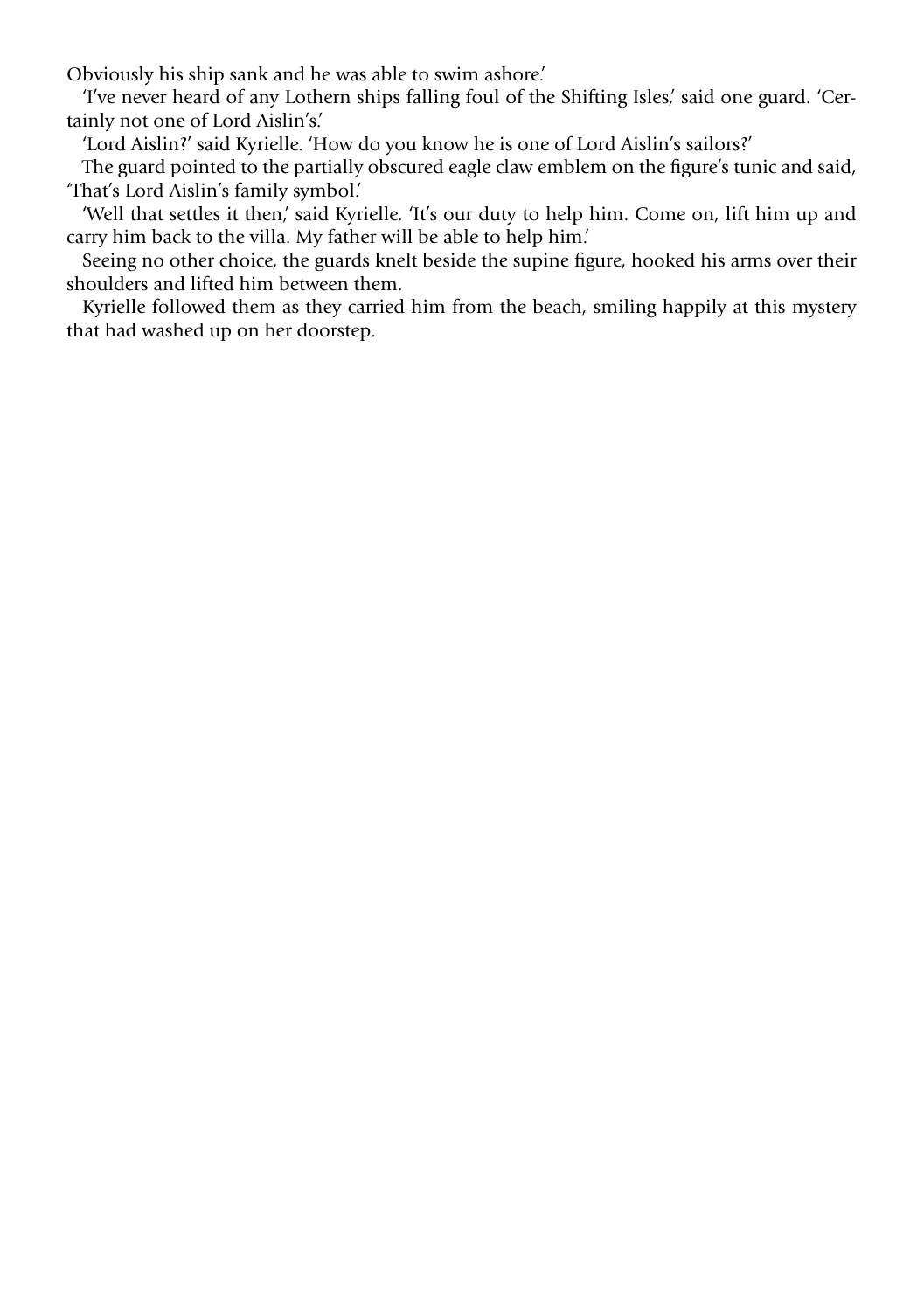Obviously his ship sank and he was able to swim ashore.'

'I've never heard of any Lothern ships falling foul of the Shifting Isles,' said one guard. 'Certainly not one of Lord Aislin's.'

'Lord Aislin?' said Kyrielle. 'How do you know he is one of Lord Aislin's sailors?'

The guard pointed to the partially obscured eagle claw emblem on the figure's tunic and said, 'That's Lord Aislin's family symbol.'

'Well that settles it then,' said Kyrielle. 'It's our duty to help him. Come on, lift him up and carry him back to the villa. My father will be able to help him.'

Seeing no other choice, the guards knelt beside the supine figure, hooked his arms over their shoulders and lifted him between them.

Kyrielle followed them as they carried him from the beach, smiling happily at this mystery that had washed up on her doorstep.